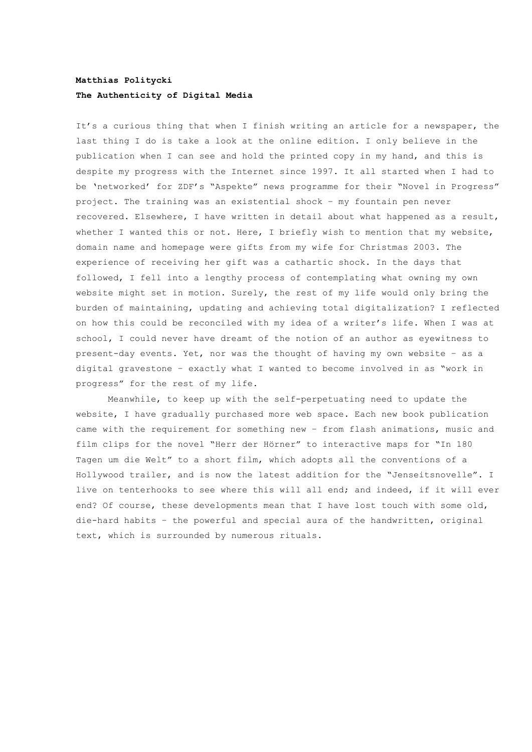**Matthias Politycki**
**The Authenticity of Digital Media**

It's a curious thing that when I finish writing an article for a newspaper, the last thing I do is take a look at the online edition. I only believe in the publication when I can see and hold the printed copy in my hand, and this is despite my progress with the Internet since 1997. It all started when I had to be 'networked' for ZDF's "Aspekte" news programme for their "Novel in Progress" project. The training was an existential shock – my fountain pen never recovered. Elsewhere, I have written in detail about what happened as a result, whether I wanted this or not. Here, I briefly wish to mention that my website, domain name and homepage were gifts from my wife for Christmas 2003. The experience of receiving her gift was a cathartic shock. In the days that followed, I fell into a lengthy process of contemplating what owning my own website might set in motion. Surely, the rest of my life would only bring the burden of maintaining, updating and achieving total digitalization? I reflected on how this could be reconciled with my idea of a writer's life. When I was at school, I could never have dreamt of the notion of an author as eyewitness to present-day events. Yet, nor was the thought of having my own website – as a digital gravestone – exactly what I wanted to become involved in as "work in progress" for the rest of my life.

Meanwhile, to keep up with the self-perpetuating need to update the website, I have gradually purchased more web space. Each new book publication came with the requirement for something new – from flash animations, music and film clips for the novel "Herr der Hörner" to interactive maps for "In 180 Tagen um die Welt" to a short film, which adopts all the conventions of a Hollywood trailer, and is now the latest addition for the "Jenseitsnovelle". I live on tenterhooks to see where this will all end; and indeed, if it will ever end? Of course, these developments mean that I have lost touch with some old, die-hard habits – the powerful and special aura of the handwritten, original text, which is surrounded by numerous rituals.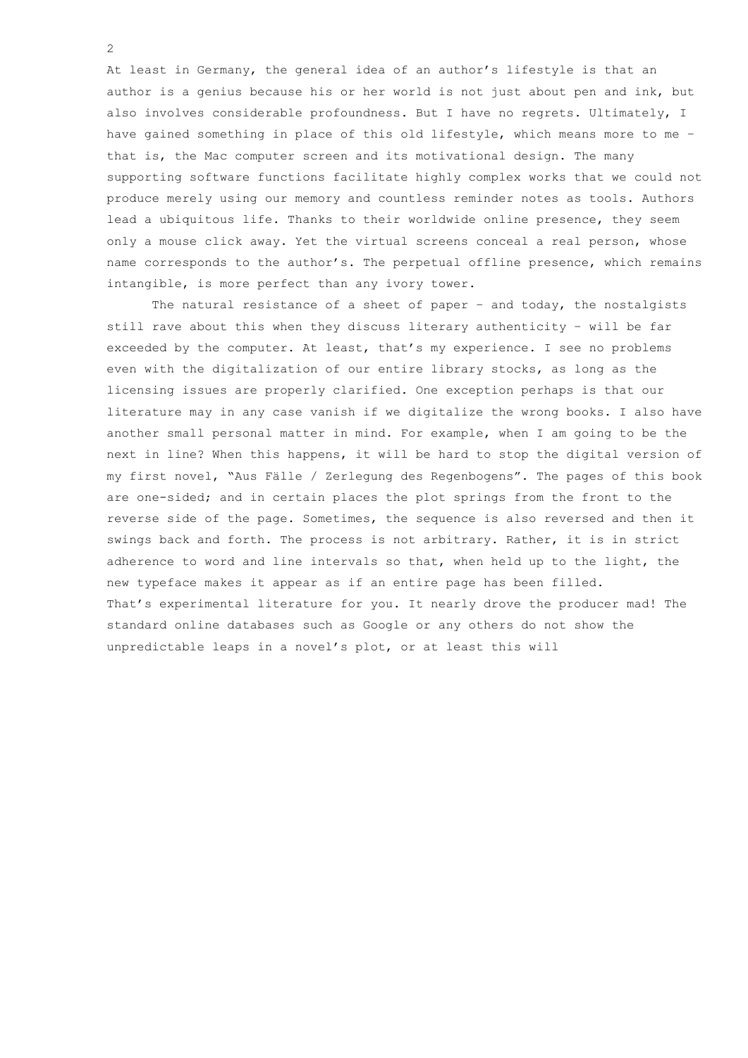At least in Germany, the general idea of an author's lifestyle is that an author is a genius because his or her world is not just about pen and ink, but also involves considerable profoundness. But I have no regrets. Ultimately, I have gained something in place of this old lifestyle, which means more to me – that is, the Mac computer screen and its motivational design. The many supporting software functions facilitate highly complex works that we could not produce merely using our memory and countless reminder notes as tools. Authors lead a ubiquitous life. Thanks to their worldwide online presence, they seem only a mouse click away. Yet the virtual screens conceal a real person, whose name corresponds to the author's. The perpetual offline presence, which remains intangible, is more perfect than any ivory tower.

The natural resistance of a sheet of paper – and today, the nostalgists still rave about this when they discuss literary authenticity – will be far exceeded by the computer. At least, that's my experience. I see no problems even with the digitalization of our entire library stocks, as long as the licensing issues are properly clarified. One exception perhaps is that our literature may in any case vanish if we digitalize the wrong books. I also have another small personal matter in mind. For example, when I am going to be the next in line? When this happens, it will be hard to stop the digital version of my first novel, "Aus Fälle / Zerlegung des Regenbogens". The pages of this book are one-sided; and in certain places the plot springs from the front to the reverse side of the page. Sometimes, the sequence is also reversed and then it swings back and forth. The process is not arbitrary. Rather, it is in strict adherence to word and line intervals so that, when held up to the light, the new typeface makes it appear as if an entire page has been filled.
That's experimental literature for you. It nearly drove the producer mad! The standard online databases such as Google or any others do not show the unpredictable leaps in a novel's plot, or at least this will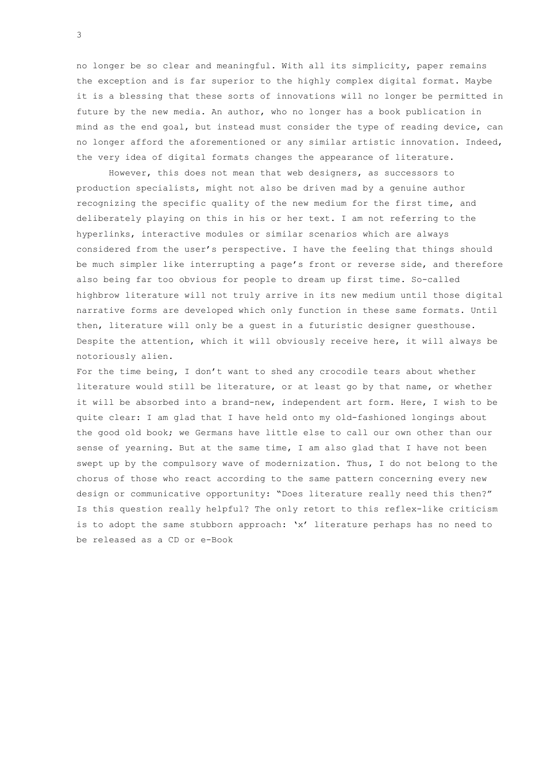no longer be so clear and meaningful. With all its simplicity, paper remains the exception and is far superior to the highly complex digital format. Maybe it is a blessing that these sorts of innovations will no longer be permitted in future by the new media. An author, who no longer has a book publication in mind as the end goal, but instead must consider the type of reading device, can no longer afford the aforementioned or any similar artistic innovation. Indeed, the very idea of digital formats changes the appearance of literature.

However, this does not mean that web designers, as successors to production specialists, might not also be driven mad by a genuine author recognizing the specific quality of the new medium for the first time, and deliberately playing on this in his or her text. I am not referring to the hyperlinks, interactive modules or similar scenarios which are always considered from the user's perspective. I have the feeling that things should be much simpler like interrupting a page's front or reverse side, and therefore also being far too obvious for people to dream up first time. So-called highbrow literature will not truly arrive in its new medium until those digital narrative forms are developed which only function in these same formats. Until then, literature will only be a guest in a futuristic designer guesthouse. Despite the attention, which it will obviously receive here, it will always be notoriously alien.

For the time being, I don't want to shed any crocodile tears about whether literature would still be literature, or at least go by that name, or whether it will be absorbed into a brand-new, independent art form. Here, I wish to be quite clear: I am glad that I have held onto my old-fashioned longings about the good old book; we Germans have little else to call our own other than our sense of yearning. But at the same time, I am also glad that I have not been swept up by the compulsory wave of modernization. Thus, I do not belong to the chorus of those who react according to the same pattern concerning every new design or communicative opportunity: "Does literature really need this then?" Is this question really helpful? The only retort to this reflex-like criticism is to adopt the same stubborn approach: 'x' literature perhaps has no need to be released as a CD or e-Book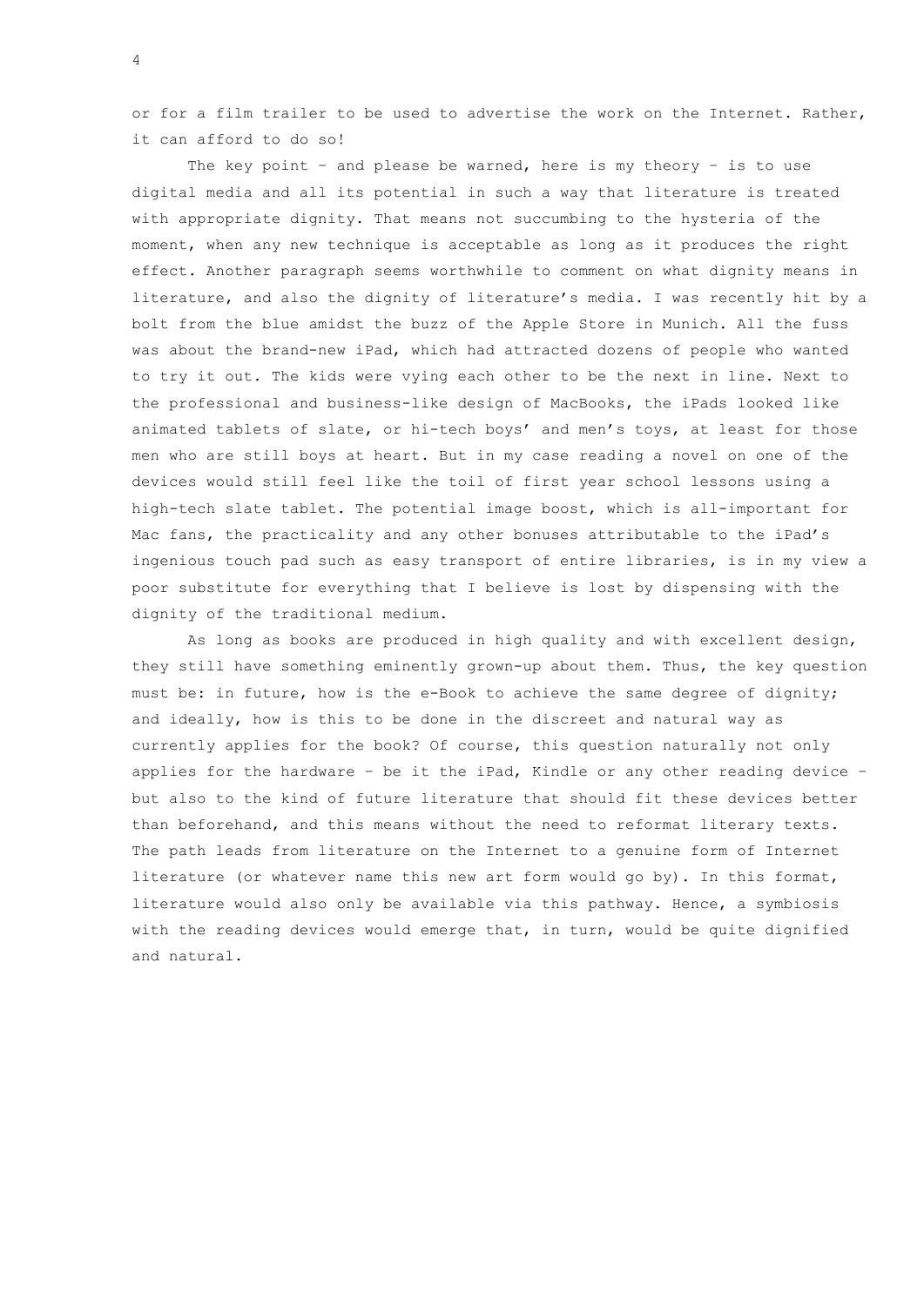or for a film trailer to be used to advertise the work on the Internet. Rather, it can afford to do so!

The key point – and please be warned, here is my theory – is to use digital media and all its potential in such a way that literature is treated with appropriate dignity. That means not succumbing to the hysteria of the moment, when any new technique is acceptable as long as it produces the right effect. Another paragraph seems worthwhile to comment on what dignity means in literature, and also the dignity of literature's media. I was recently hit by a bolt from the blue amidst the buzz of the Apple Store in Munich. All the fuss was about the brand-new iPad, which had attracted dozens of people who wanted to try it out. The kids were vying each other to be the next in line. Next to the professional and business-like design of MacBooks, the iPads looked like animated tablets of slate, or hi-tech boys' and men's toys, at least for those men who are still boys at heart. But in my case reading a novel on one of the devices would still feel like the toil of first year school lessons using a high-tech slate tablet. The potential image boost, which is all-important for Mac fans, the practicality and any other bonuses attributable to the iPad's ingenious touch pad such as easy transport of entire libraries, is in my view a poor substitute for everything that I believe is lost by dispensing with the dignity of the traditional medium.

As long as books are produced in high quality and with excellent design, they still have something eminently grown-up about them. Thus, the key question must be: in future, how is the e-Book to achieve the same degree of dignity; and ideally, how is this to be done in the discreet and natural way as currently applies for the book? Of course, this question naturally not only applies for the hardware – be it the iPad, Kindle or any other reading device – but also to the kind of future literature that should fit these devices better than beforehand, and this means without the need to reformat literary texts. The path leads from literature on the Internet to a genuine form of Internet literature (or whatever name this new art form would go by). In this format, literature would also only be available via this pathway. Hence, a symbiosis with the reading devices would emerge that, in turn, would be quite dignified and natural.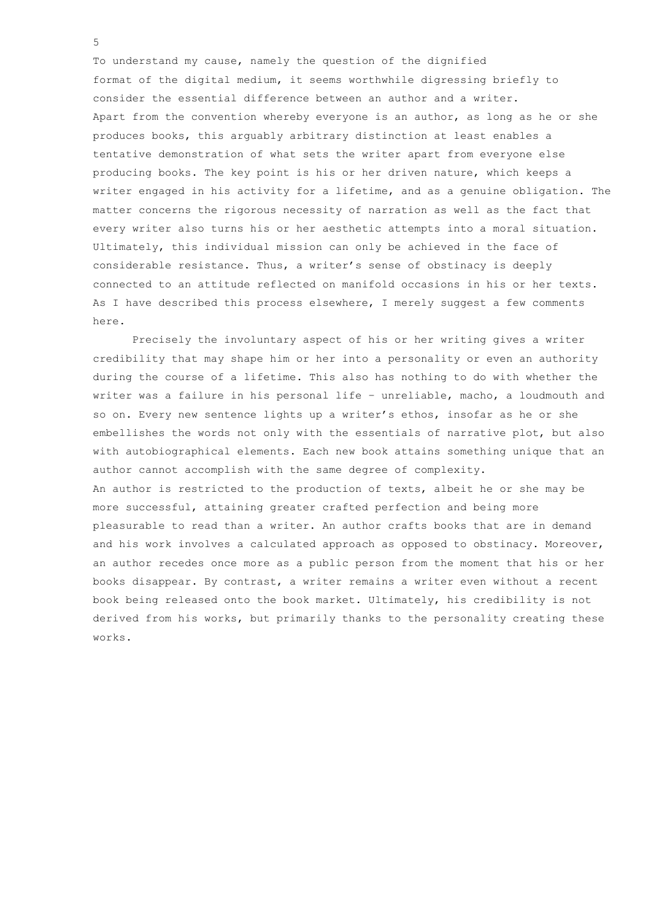To understand my cause, namely the question of the dignified format of the digital medium, it seems worthwhile digressing briefly to consider the essential difference between an author and a writer. Apart from the convention whereby everyone is an author, as long as he or she produces books, this arguably arbitrary distinction at least enables a tentative demonstration of what sets the writer apart from everyone else producing books. The key point is his or her driven nature, which keeps a writer engaged in his activity for a lifetime, and as a genuine obligation. The matter concerns the rigorous necessity of narration as well as the fact that every writer also turns his or her aesthetic attempts into a moral situation. Ultimately, this individual mission can only be achieved in the face of considerable resistance. Thus, a writer's sense of obstinacy is deeply connected to an attitude reflected on manifold occasions in his or her texts. As I have described this process elsewhere, I merely suggest a few comments here.

Precisely the involuntary aspect of his or her writing gives a writer credibility that may shape him or her into a personality or even an authority during the course of a lifetime. This also has nothing to do with whether the writer was a failure in his personal life – unreliable, macho, a loudmouth and so on. Every new sentence lights up a writer's ethos, insofar as he or she embellishes the words not only with the essentials of narrative plot, but also with autobiographical elements. Each new book attains something unique that an author cannot accomplish with the same degree of complexity.

An author is restricted to the production of texts, albeit he or she may be more successful, attaining greater crafted perfection and being more pleasurable to read than a writer. An author crafts books that are in demand and his work involves a calculated approach as opposed to obstinacy. Moreover, an author recedes once more as a public person from the moment that his or her books disappear. By contrast, a writer remains a writer even without a recent book being released onto the book market. Ultimately, his credibility is not derived from his works, but primarily thanks to the personality creating these works.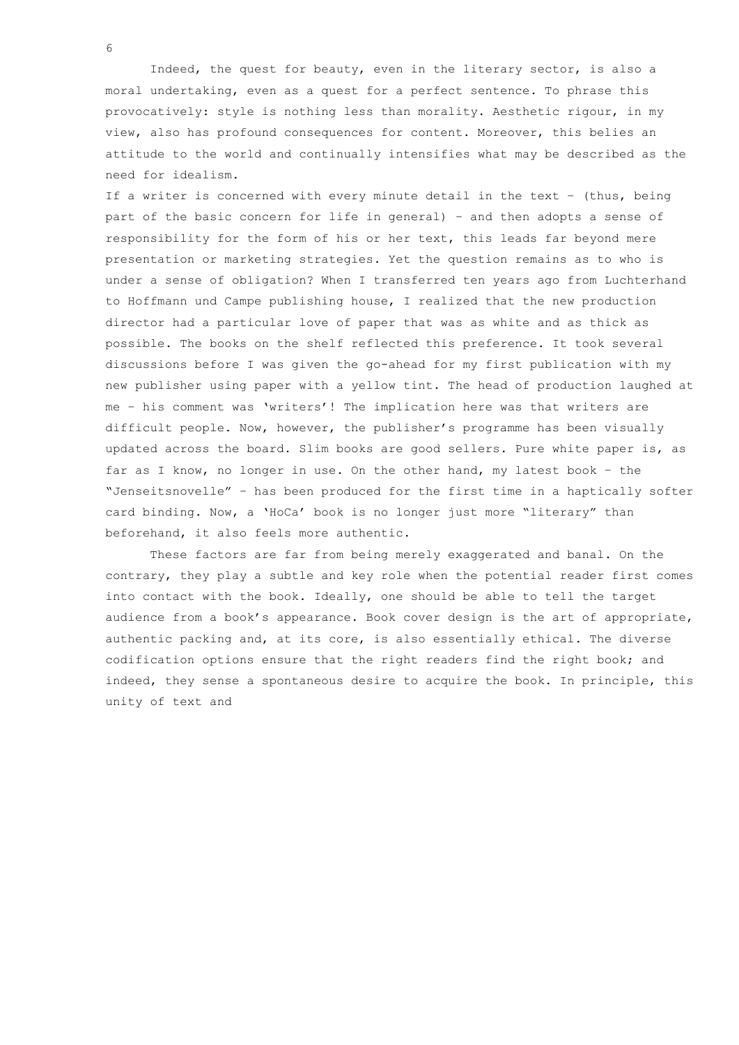Indeed, the quest for beauty, even in the literary sector, is also a moral undertaking, even as a quest for a perfect sentence. To phrase this provocatively: style is nothing less than morality. Aesthetic rigour, in my view, also has profound consequences for content. Moreover, this belies an attitude to the world and continually intensifies what may be described as the need for idealism.

If a writer is concerned with every minute detail in the text – (thus, being part of the basic concern for life in general) – and then adopts a sense of responsibility for the form of his or her text, this leads far beyond mere presentation or marketing strategies. Yet the question remains as to who is under a sense of obligation? When I transferred ten years ago from Luchterhand to Hoffmann und Campe publishing house, I realized that the new production director had a particular love of paper that was as white and as thick as possible. The books on the shelf reflected this preference. It took several discussions before I was given the go-ahead for my first publication with my new publisher using paper with a yellow tint. The head of production laughed at me – his comment was 'writers'! The implication here was that writers are difficult people. Now, however, the publisher's programme has been visually updated across the board. Slim books are good sellers. Pure white paper is, as far as I know, no longer in use. On the other hand, my latest book – the "Jenseitsnovelle" – has been produced for the first time in a haptically softer card binding. Now, a 'HoCa' book is no longer just more "literary" than beforehand, it also feels more authentic.

These factors are far from being merely exaggerated and banal. On the contrary, they play a subtle and key role when the potential reader first comes into contact with the book. Ideally, one should be able to tell the target audience from a book's appearance. Book cover design is the art of appropriate, authentic packing and, at its core, is also essentially ethical. The diverse codification options ensure that the right readers find the right book; and indeed, they sense a spontaneous desire to acquire the book. In principle, this unity of text and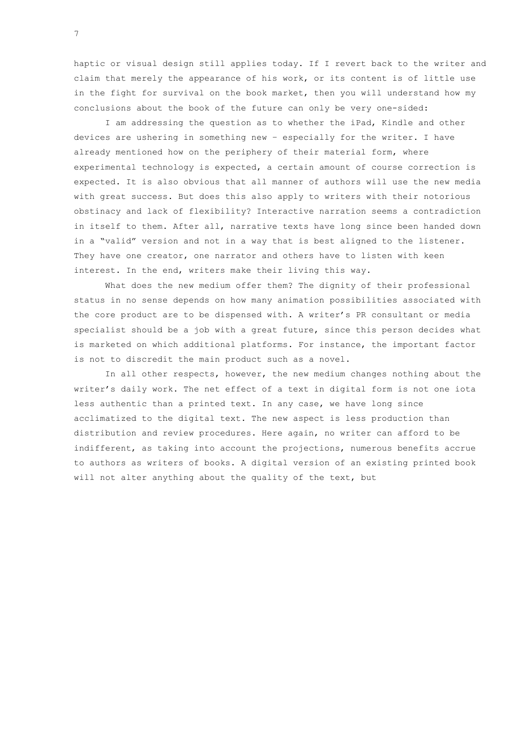haptic or visual design still applies today. If I revert back to the writer and claim that merely the appearance of his work, or its content is of little use in the fight for survival on the book market, then you will understand how my conclusions about the book of the future can only be very one-sided:

I am addressing the question as to whether the iPad, Kindle and other devices are ushering in something new – especially for the writer. I have already mentioned how on the periphery of their material form, where experimental technology is expected, a certain amount of course correction is expected. It is also obvious that all manner of authors will use the new media with great success. But does this also apply to writers with their notorious obstinacy and lack of flexibility? Interactive narration seems a contradiction in itself to them. After all, narrative texts have long since been handed down in a "valid" version and not in a way that is best aligned to the listener. They have one creator, one narrator and others have to listen with keen interest. In the end, writers make their living this way.

What does the new medium offer them? The dignity of their professional status in no sense depends on how many animation possibilities associated with the core product are to be dispensed with. A writer's PR consultant or media specialist should be a job with a great future, since this person decides what is marketed on which additional platforms. For instance, the important factor is not to discredit the main product such as a novel.

In all other respects, however, the new medium changes nothing about the writer's daily work. The net effect of a text in digital form is not one iota less authentic than a printed text. In any case, we have long since acclimatized to the digital text. The new aspect is less production than distribution and review procedures. Here again, no writer can afford to be indifferent, as taking into account the projections, numerous benefits accrue to authors as writers of books. A digital version of an existing printed book will not alter anything about the quality of the text, but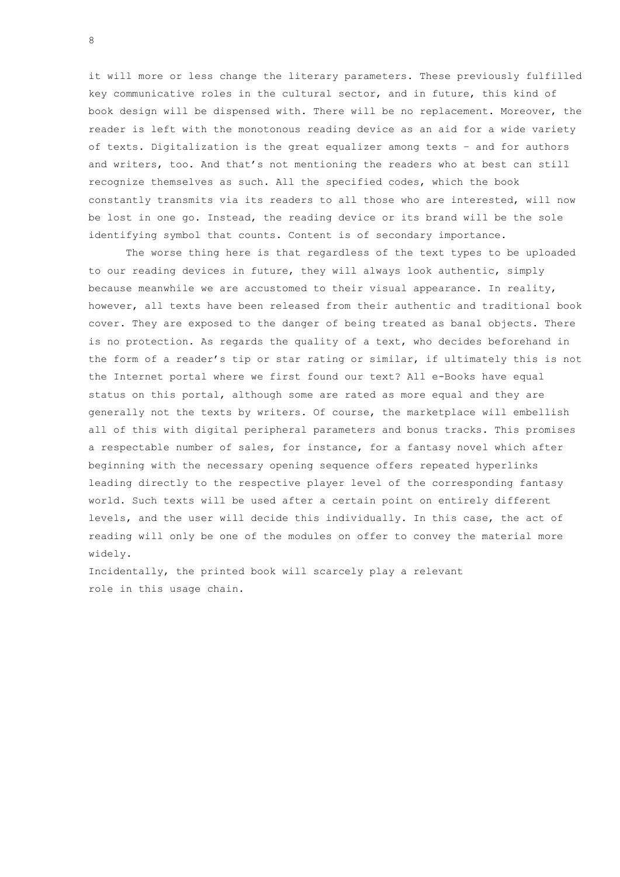it will more or less change the literary parameters. These previously fulfilled key communicative roles in the cultural sector, and in future, this kind of book design will be dispensed with. There will be no replacement. Moreover, the reader is left with the monotonous reading device as an aid for a wide variety of texts. Digitalization is the great equalizer among texts – and for authors and writers, too. And that's not mentioning the readers who at best can still recognize themselves as such. All the specified codes, which the book constantly transmits via its readers to all those who are interested, will now be lost in one go. Instead, the reading device or its brand will be the sole identifying symbol that counts. Content is of secondary importance.

The worse thing here is that regardless of the text types to be uploaded to our reading devices in future, they will always look authentic, simply because meanwhile we are accustomed to their visual appearance. In reality, however, all texts have been released from their authentic and traditional book cover. They are exposed to the danger of being treated as banal objects. There is no protection. As regards the quality of a text, who decides beforehand in the form of a reader's tip or star rating or similar, if ultimately this is not the Internet portal where we first found our text? All e-Books have equal status on this portal, although some are rated as more equal and they are generally not the texts by writers. Of course, the marketplace will embellish all of this with digital peripheral parameters and bonus tracks. This promises a respectable number of sales, for instance, for a fantasy novel which after beginning with the necessary opening sequence offers repeated hyperlinks leading directly to the respective player level of the corresponding fantasy world. Such texts will be used after a certain point on entirely different levels, and the user will decide this individually. In this case, the act of reading will only be one of the modules on offer to convey the material more widely.

Incidentally, the printed book will scarcely play a relevant role in this usage chain.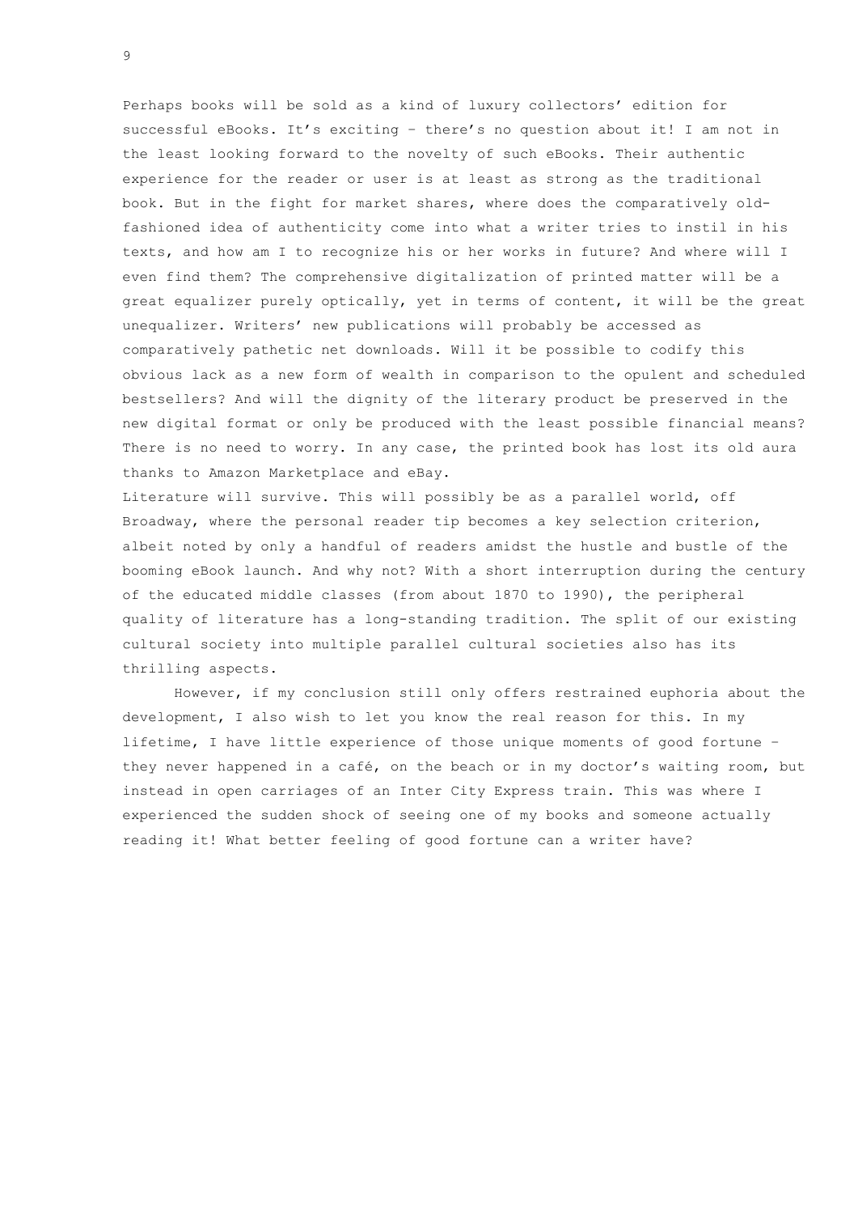Perhaps books will be sold as a kind of luxury collectors' edition for successful eBooks. It's exciting – there's no question about it! I am not in the least looking forward to the novelty of such eBooks. Their authentic experience for the reader or user is at least as strong as the traditional book. But in the fight for market shares, where does the comparatively old-fashioned idea of authenticity come into what a writer tries to instil in his texts, and how am I to recognize his or her works in future? And where will I even find them? The comprehensive digitalization of printed matter will be a great equalizer purely optically, yet in terms of content, it will be the great unequalizer. Writers' new publications will probably be accessed as comparatively pathetic net downloads. Will it be possible to codify this obvious lack as a new form of wealth in comparison to the opulent and scheduled bestsellers? And will the dignity of the literary product be preserved in the new digital format or only be produced with the least possible financial means? There is no need to worry. In any case, the printed book has lost its old aura thanks to Amazon Marketplace and eBay.

Literature will survive. This will possibly be as a parallel world, off Broadway, where the personal reader tip becomes a key selection criterion, albeit noted by only a handful of readers amidst the hustle and bustle of the booming eBook launch. And why not? With a short interruption during the century of the educated middle classes (from about 1870 to 1990), the peripheral quality of literature has a long-standing tradition. The split of our existing cultural society into multiple parallel cultural societies also has its thrilling aspects.

However, if my conclusion still only offers restrained euphoria about the development, I also wish to let you know the real reason for this. In my lifetime, I have little experience of those unique moments of good fortune – they never happened in a café, on the beach or in my doctor's waiting room, but instead in open carriages of an Inter City Express train. This was where I experienced the sudden shock of seeing one of my books and someone actually reading it! What better feeling of good fortune can a writer have?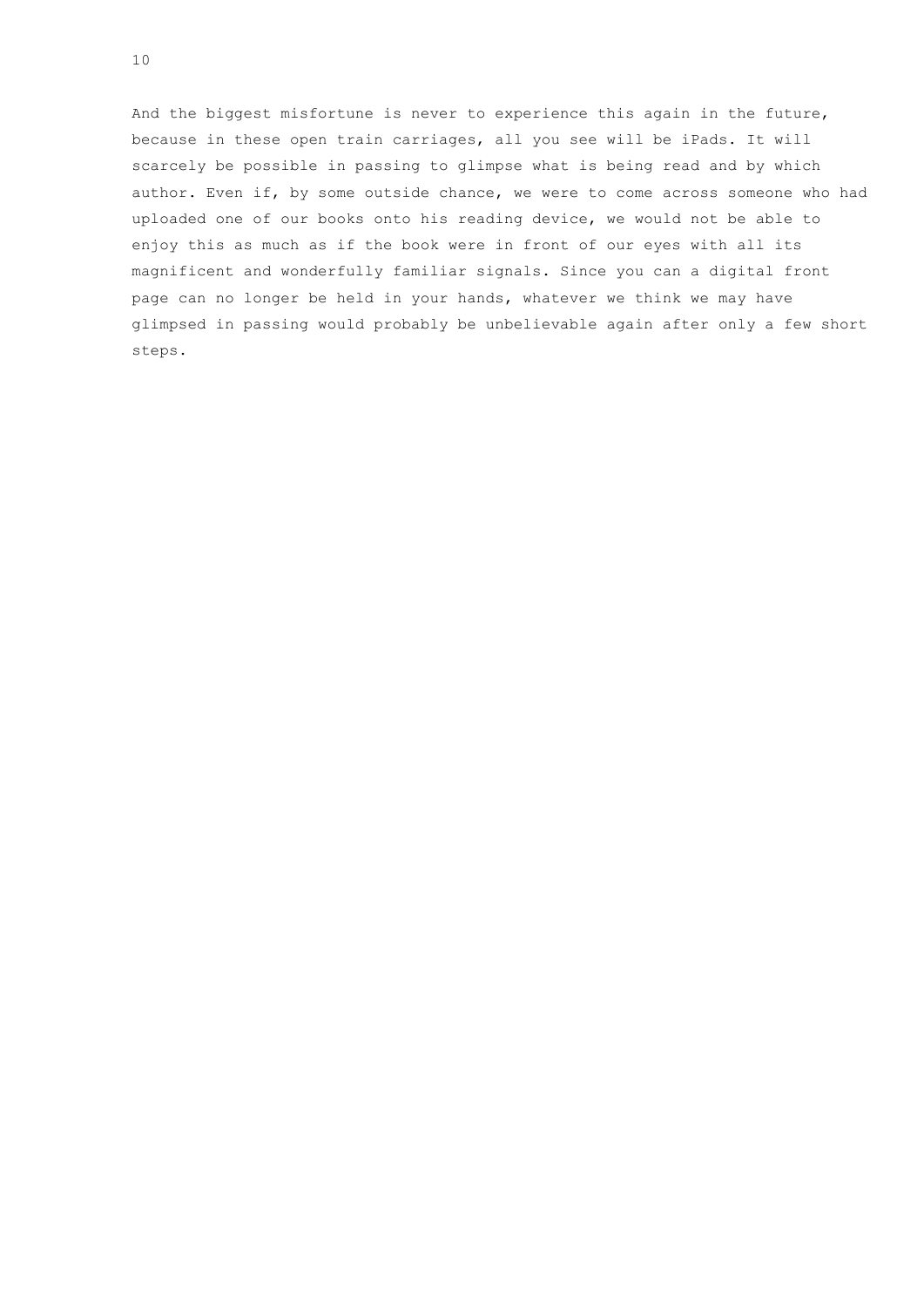And the biggest misfortune is never to experience this again in the future, because in these open train carriages, all you see will be iPads. It will scarcely be possible in passing to glimpse what is being read and by which author. Even if, by some outside chance, we were to come across someone who had uploaded one of our books onto his reading device, we would not be able to enjoy this as much as if the book were in front of our eyes with all its magnificent and wonderfully familiar signals. Since you can a digital front page can no longer be held in your hands, whatever we think we may have glimpsed in passing would probably be unbelievable again after only a few short steps.